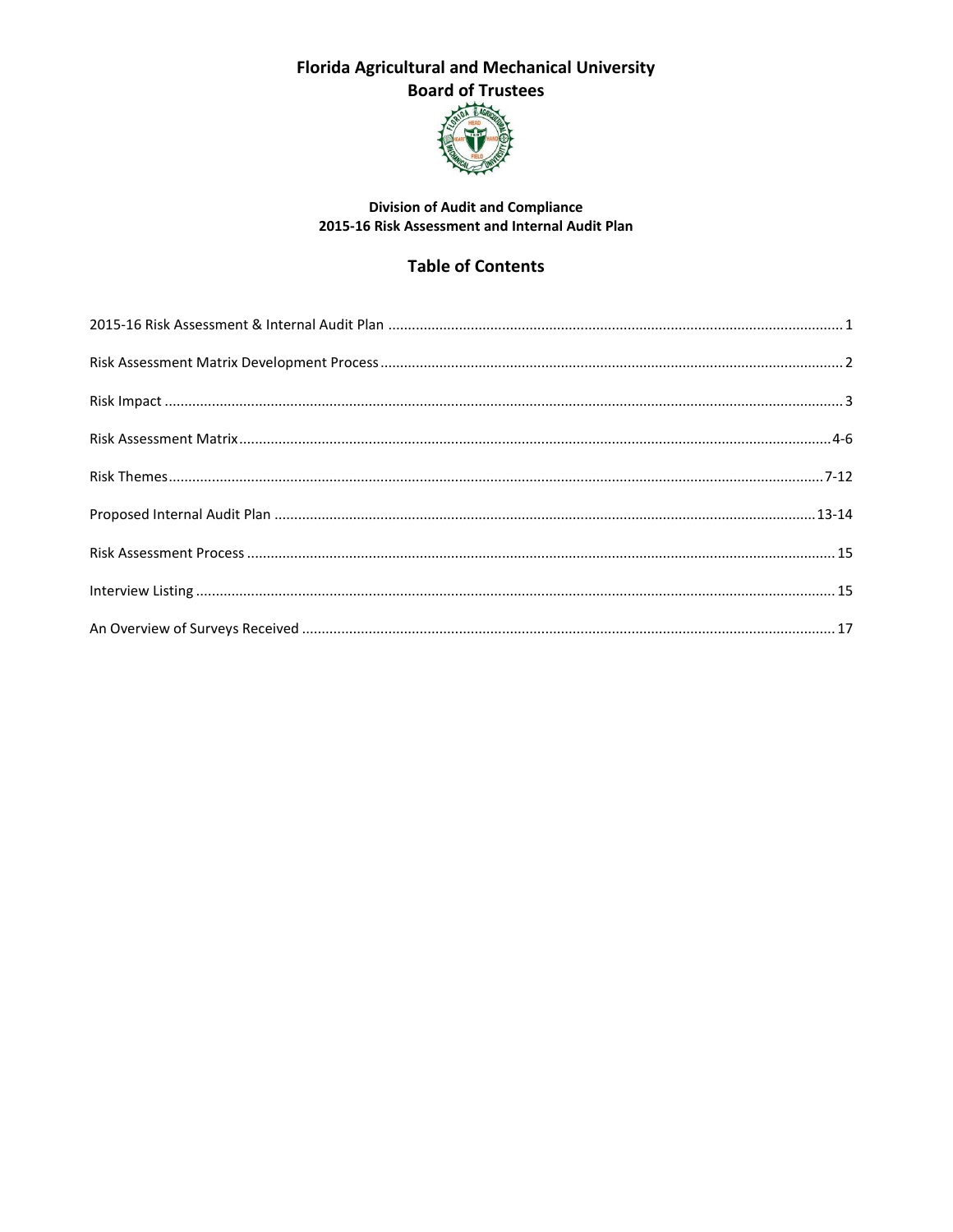# Florida Agricultural and Mechanical University
## Board of Trustees

### Division of Audit and Compliance
### 2015-16 Risk Assessment and Internal Audit Plan

## Table of Contents

| | |
|---|---|
| 2015-16 Risk Assessment & Internal Audit Plan | 1 |
| Risk Assessment Matrix Development Process | 2 |
| Risk Impact | 3 |
| Risk Assessment Matrix | 4-6 |
| Risk Themes | 7-12 |
| Proposed Internal Audit Plan | 13-14 |
| Risk Assessment Process | 15 |
| Interview Listing | 15 |
| An Overview of Surveys Received | 17 |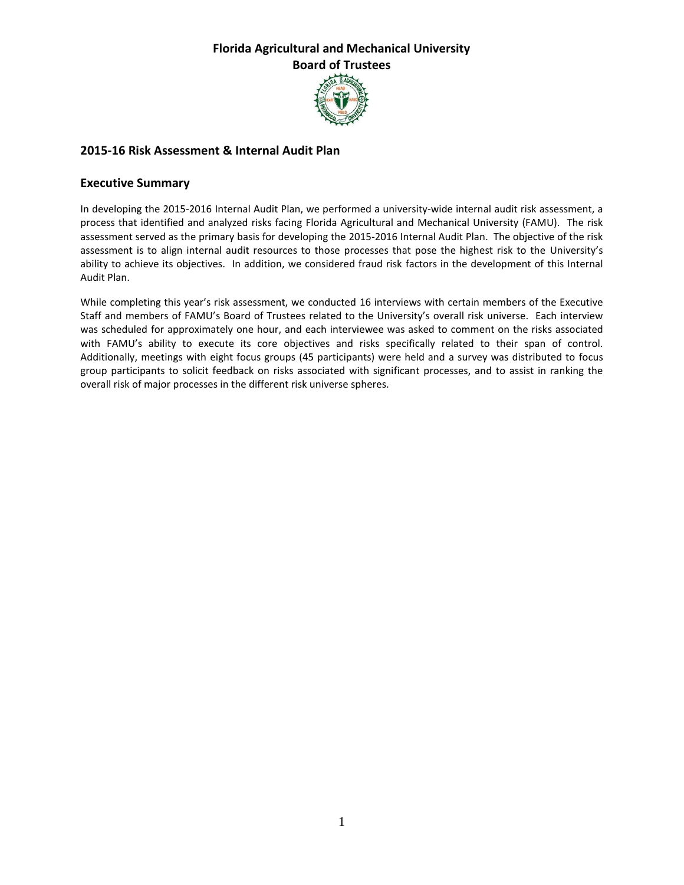# Florida Agricultural and Mechanical University
# Board of Trustees

## 2015-16 Risk Assessment & Internal Audit Plan

## Executive Summary

In developing the 2015-2016 Internal Audit Plan, we performed a university-wide internal audit risk assessment, a process that identified and analyzed risks facing Florida Agricultural and Mechanical University (FAMU). The risk assessment served as the primary basis for developing the 2015-2016 Internal Audit Plan. The objective of the risk assessment is to align internal audit resources to those processes that pose the highest risk to the University's ability to achieve its objectives. In addition, we considered fraud risk factors in the development of this Internal Audit Plan.

While completing this year's risk assessment, we conducted 16 interviews with certain members of the Executive Staff and members of FAMU's Board of Trustees related to the University's overall risk universe. Each interview was scheduled for approximately one hour, and each interviewee was asked to comment on the risks associated with FAMU's ability to execute its core objectives and risks specifically related to their span of control. Additionally, meetings with eight focus groups (45 participants) were held and a survey was distributed to focus group participants to solicit feedback on risks associated with significant processes, and to assist in ranking the overall risk of major processes in the different risk universe spheres.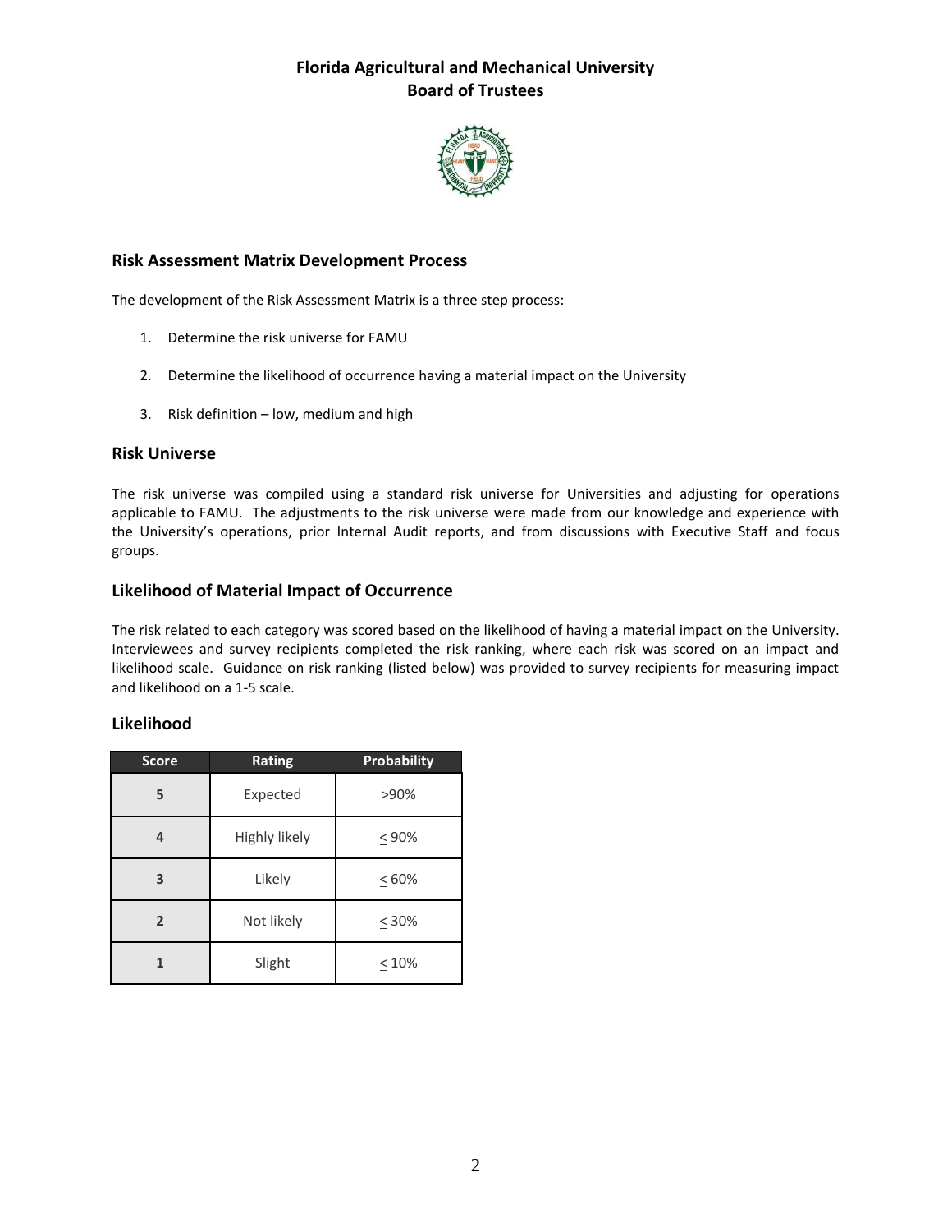**Florida Agricultural and Mechanical University**
**Board of Trustees**

## Risk Assessment Matrix Development Process

The development of the Risk Assessment Matrix is a three step process:

1. Determine the risk universe for FAMU
2. Determine the likelihood of occurrence having a material impact on the University
3. Risk definition – low, medium and high

## Risk Universe

The risk universe was compiled using a standard risk universe for Universities and adjusting for operations applicable to FAMU. The adjustments to the risk universe were made from our knowledge and experience with the University's operations, prior Internal Audit reports, and from discussions with Executive Staff and focus groups.

## Likelihood of Material Impact of Occurrence

The risk related to each category was scored based on the likelihood of having a material impact on the University. Interviewees and survey recipients completed the risk ranking, where each risk was scored on an impact and likelihood scale. Guidance on risk ranking (listed below) was provided to survey recipients for measuring impact and likelihood on a 1-5 scale.

## Likelihood

| Score | Rating | Probability |
|---|---|---|
| 5 | Expected | >90% |
| 4 | Highly likely | ≤ 90% |
| 3 | Likely | ≤ 60% |
| 2 | Not likely | ≤ 30% |
| 1 | Slight | ≤ 10% |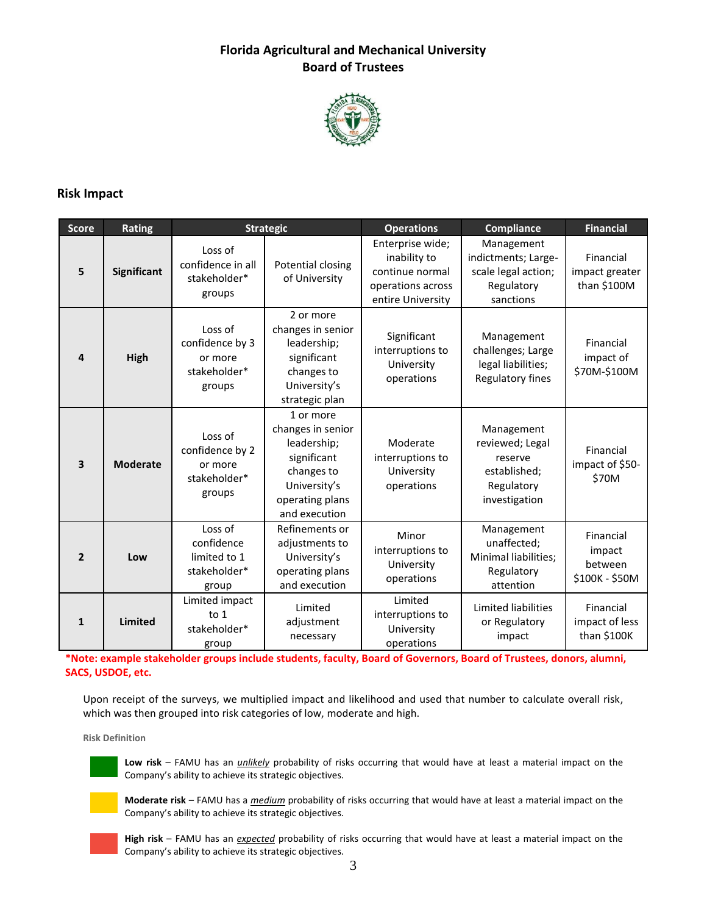**Florida Agricultural and Mechanical University**
**Board of Trustees**

## Risk Impact

| Score | Rating | Strategic | | Operations | Compliance | Financial |
|---|---|---|---|---|---|---|
| 5 | **Significant** | Loss of confidence in all stakeholder* groups | Potential closing of University | Enterprise wide; inability to continue normal operations across entire University | Management indictments; Large-scale legal action; Regulatory sanctions | Financial impact greater than $100M |
| 4 | **High** | Loss of confidence by 3 or more stakeholder* groups | 2 or more changes in senior leadership; significant changes to University's strategic plan | Significant interruptions to University operations | Management challenges; Large legal liabilities; Regulatory fines | Financial impact of $70M-$100M |
| 3 | **Moderate** | Loss of confidence by 2 or more stakeholder* groups | 1 or more changes in senior leadership; significant changes to University's operating plans and execution | Moderate interruptions to University operations | Management reviewed; Legal reserve established; Regulatory investigation | Financial impact of $50-$70M |
| 2 | **Low** | Loss of confidence limited to 1 stakeholder* group | Refinements or adjustments to University's operating plans and execution | Minor interruptions to University operations | Management unaffected; Minimal liabilities; Regulatory attention | Financial impact between $100K - $50M |
| 1 | **Limited** | Limited impact to 1 stakeholder* group | Limited adjustment necessary | Limited interruptions to University operations | Limited liabilities or Regulatory impact | Financial impact of less than $100K |

***Note: example stakeholder groups include students, faculty, Board of Governors, Board of Trustees, donors, alumni, SACS, USDOE, etc.**

Upon receipt of the surveys, we multiplied impact and likelihood and used that number to calculate overall risk, which was then grouped into risk categories of low, moderate and high.

**Risk Definition**

**Low risk** – FAMU has an ***unlikely*** probability of risks occurring that would have at least a material impact on the Company's ability to achieve its strategic objectives.

**Moderate risk** – FAMU has a ***medium*** probability of risks occurring that would have at least a material impact on the Company's ability to achieve its strategic objectives.

**High risk** – FAMU has an ***expected*** probability of risks occurring that would have at least a material impact on the Company's ability to achieve its strategic objectives.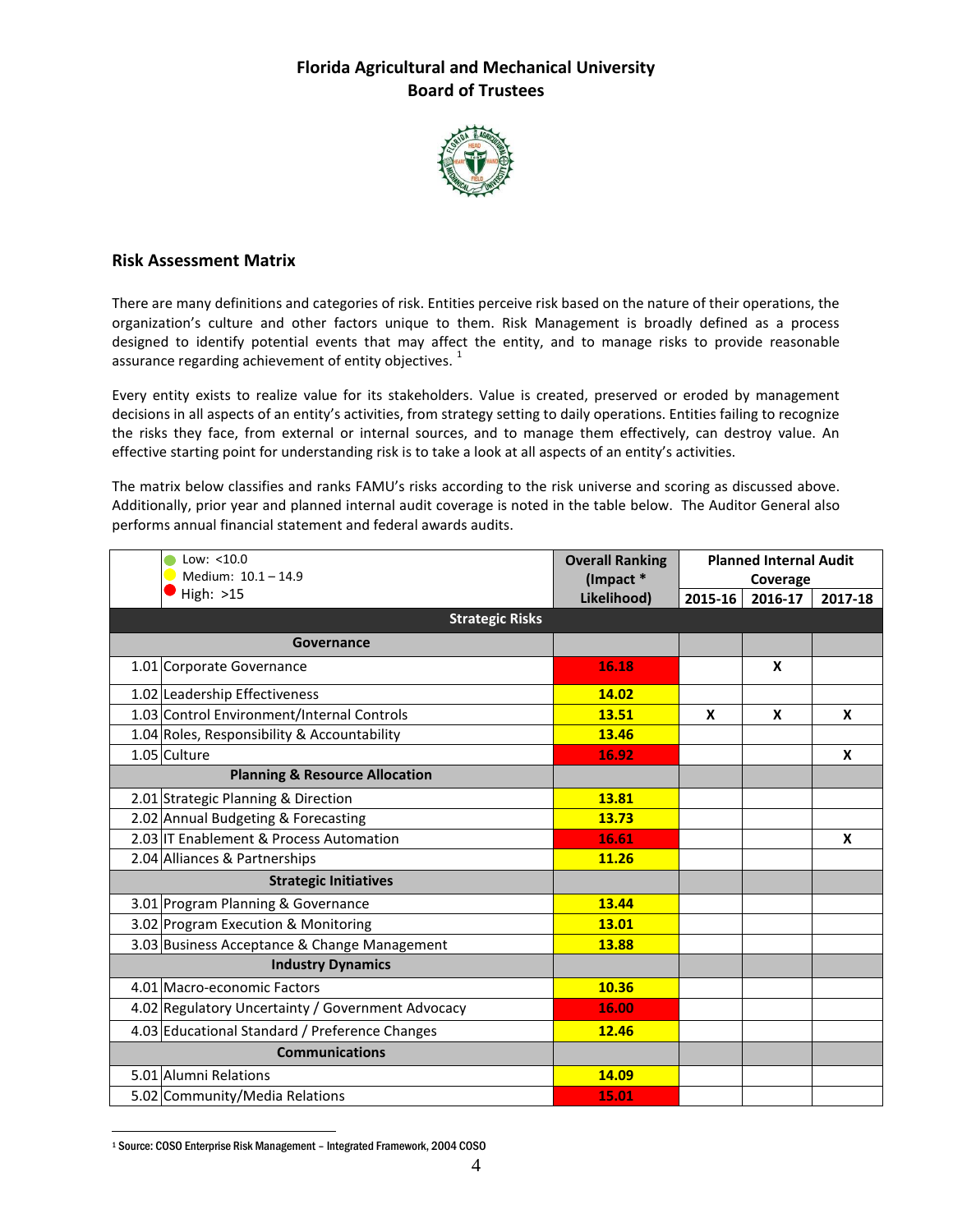**Florida Agricultural and Mechanical University**
**Board of Trustees**

## Risk Assessment Matrix

There are many definitions and categories of risk. Entities perceive risk based on the nature of their operations, the organization's culture and other factors unique to them. Risk Management is broadly defined as a process designed to identify potential events that may affect the entity, and to manage risks to provide reasonable assurance regarding achievement of entity objectives. [1]

Every entity exists to realize value for its stakeholders. Value is created, preserved or eroded by management decisions in all aspects of an entity's activities, from strategy setting to daily operations. Entities failing to recognize the risks they face, from external or internal sources, and to manage them effectively, can destroy value. An effective starting point for understanding risk is to take a look at all aspects of an entity's activities.

The matrix below classifies and ranks FAMU's risks according to the risk universe and scoring as discussed above. Additionally, prior year and planned internal audit coverage is noted in the table below. The Auditor General also performs annual financial statement and federal awards audits.

| | Low: <10.0<br>Medium: 10.1 – 14.9<br>High: >15 | Overall Ranking (Impact * Likelihood) | Planned Internal Audit Coverage | | |
|---|---|---|---|---|---|
| | | | 2015-16 | 2016-17 | 2017-18 |
| | **Strategic Risks** | | | | |
| | **Governance** | | | | |
| 1.01 | Corporate Governance | 16.18 | | X | |
| 1.02 | Leadership Effectiveness | 14.02 | | | |
| 1.03 | Control Environment/Internal Controls | 13.51 | X | X | X |
| 1.04 | Roles, Responsibility & Accountability | 13.46 | | | |
| 1.05 | Culture | 16.92 | | | X |
| | **Planning & Resource Allocation** | | | | |
| 2.01 | Strategic Planning & Direction | 13.81 | | | |
| 2.02 | Annual Budgeting & Forecasting | 13.73 | | | |
| 2.03 | IT Enablement & Process Automation | 16.61 | | | X |
| 2.04 | Alliances & Partnerships | 11.26 | | | |
| | **Strategic Initiatives** | | | | |
| 3.01 | Program Planning & Governance | 13.44 | | | |
| 3.02 | Program Execution & Monitoring | 13.01 | | | |
| 3.03 | Business Acceptance & Change Management | 13.88 | | | |
| | **Industry Dynamics** | | | | |
| 4.01 | Macro-economic Factors | 10.36 | | | |
| 4.02 | Regulatory Uncertainty / Government Advocacy | 16.00 | | | |
| 4.03 | Educational Standard / Preference Changes | 12.46 | | | |
| | **Communications** | | | | |
| 5.01 | Alumni Relations | 14.09 | | | |
| 5.02 | Community/Media Relations | 15.01 | | | |

[1] Source: COSO Enterprise Risk Management – Integrated Framework, 2004 COSO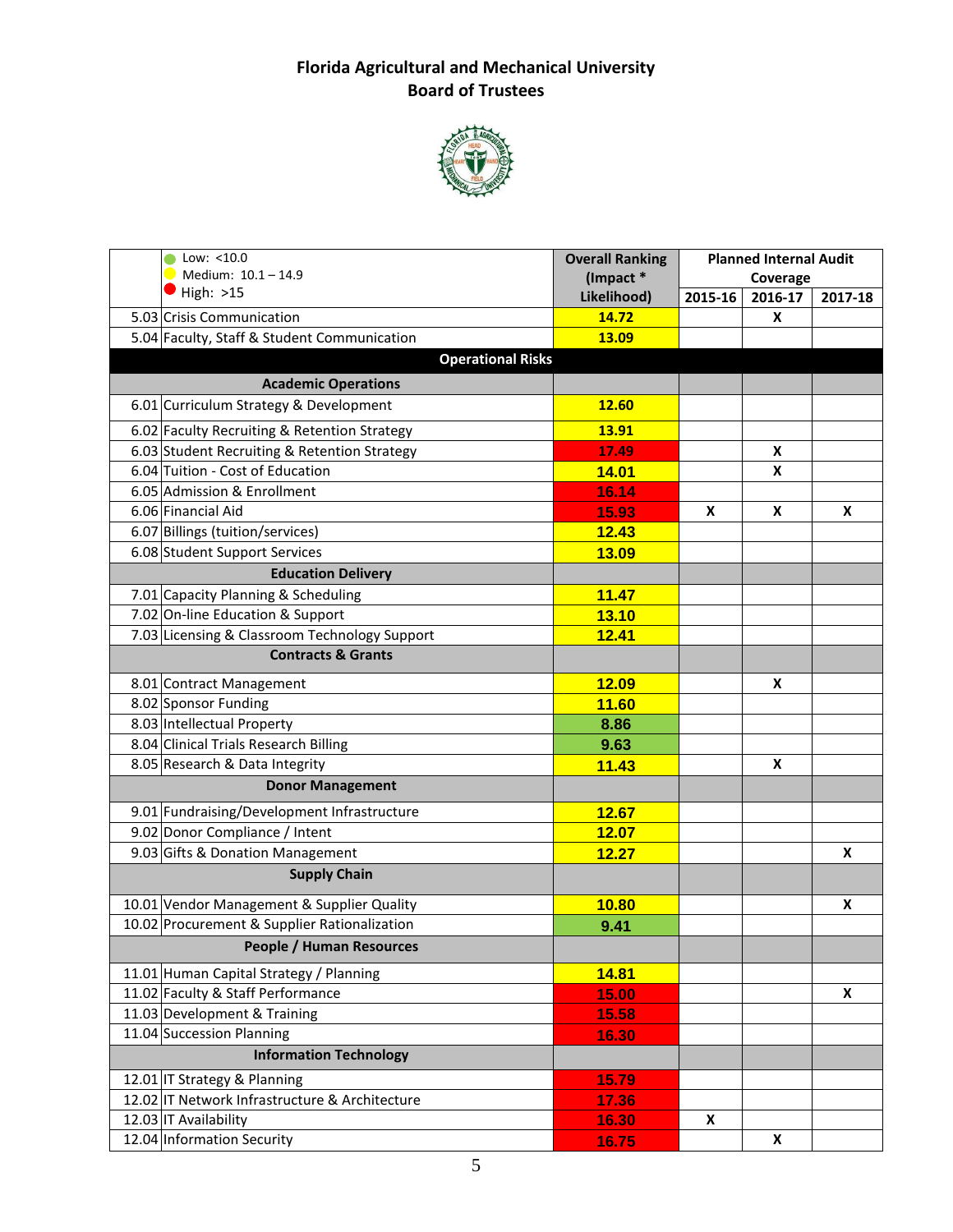# Florida Agricultural and Mechanical University
## Board of Trustees

| | Low: <10.0<br>Medium: 10.1 – 14.9<br>High: >15 | Overall Ranking (Impact * Likelihood) | Planned Internal Audit Coverage | | |
|---|---|---|---|---|---|
| | | | 2015-16 | 2016-17 | 2017-18 |
| 5.03 | Crisis Communication | 14.72 | | X | |
| 5.04 | Faculty, Staff & Student Communication | 13.09 | | | |
| | **Operational Risks** | | | | |
| | **Academic Operations** | | | | |
| 6.01 | Curriculum Strategy & Development | 12.60 | | | |
| 6.02 | Faculty Recruiting & Retention Strategy | 13.91 | | | |
| 6.03 | Student Recruiting & Retention Strategy | 17.49 | | X | |
| 6.04 | Tuition - Cost of Education | 14.01 | | X | |
| 6.05 | Admission & Enrollment | 16.14 | | | |
| 6.06 | Financial Aid | 15.93 | X | X | X |
| 6.07 | Billings (tuition/services) | 12.43 | | | |
| 6.08 | Student Support Services | 13.09 | | | |
| | **Education Delivery** | | | | |
| 7.01 | Capacity Planning & Scheduling | 11.47 | | | |
| 7.02 | On-line Education & Support | 13.10 | | | |
| 7.03 | Licensing & Classroom Technology Support | 12.41 | | | |
| | **Contracts & Grants** | | | | |
| 8.01 | Contract Management | 12.09 | | X | |
| 8.02 | Sponsor Funding | 11.60 | | | |
| 8.03 | Intellectual Property | 8.86 | | | |
| 8.04 | Clinical Trials Research Billing | 9.63 | | | |
| 8.05 | Research & Data Integrity | 11.43 | | X | |
| | **Donor Management** | | | | |
| 9.01 | Fundraising/Development Infrastructure | 12.67 | | | |
| 9.02 | Donor Compliance / Intent | 12.07 | | | |
| 9.03 | Gifts & Donation Management | 12.27 | | | X |
| | **Supply Chain** | | | | |
| 10.01 | Vendor Management & Supplier Quality | 10.80 | | | X |
| 10.02 | Procurement & Supplier Rationalization | 9.41 | | | |
| | **People / Human Resources** | | | | |
| 11.01 | Human Capital Strategy / Planning | 14.81 | | | |
| 11.02 | Faculty & Staff Performance | 15.00 | | | X |
| 11.03 | Development & Training | 15.58 | | | |
| 11.04 | Succession Planning | 16.30 | | | |
| | **Information Technology** | | | | |
| 12.01 | IT Strategy & Planning | 15.79 | | | |
| 12.02 | IT Network Infrastructure & Architecture | 17.36 | | | |
| 12.03 | IT Availability | 16.30 | X | | |
| 12.04 | Information Security | 16.75 | | X | |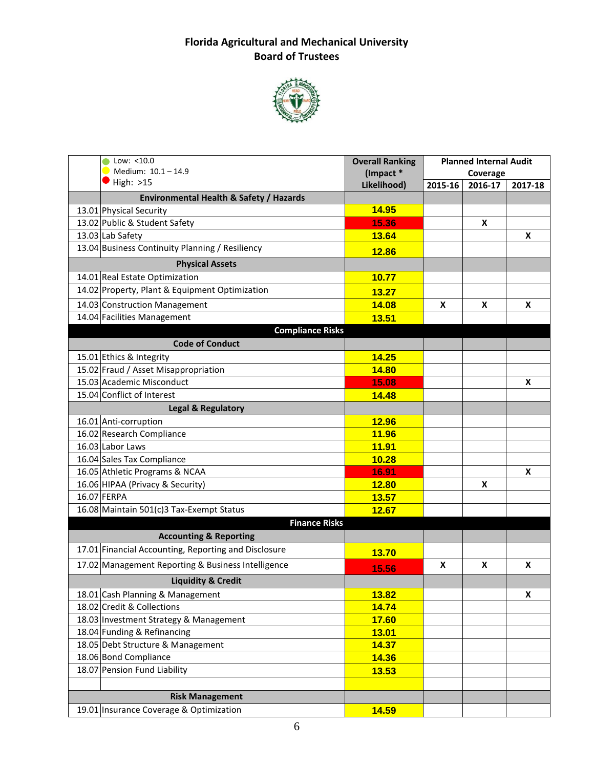**Florida Agricultural and Mechanical University**
**Board of Trustees**

| | Low: <10.0<br>Medium: 10.1 – 14.9<br>High: >15 | Overall Ranking (Impact * Likelihood) | Planned Internal Audit Coverage | | |
|---|---|---|---|---|---|
| | | | 2015-16 | 2016-17 | 2017-18 |
| | **Environmental Health & Safety / Hazards** | | | | |
| 13.01 | Physical Security | 14.95 | | | |
| 13.02 | Public & Student Safety | 15.36 | | X | |
| 13.03 | Lab Safety | 13.64 | | | X |
| 13.04 | Business Continuity Planning / Resiliency | 12.86 | | | |
| | **Physical Assets** | | | | |
| 14.01 | Real Estate Optimization | 10.77 | | | |
| 14.02 | Property, Plant & Equipment Optimization | 13.27 | | | |
| 14.03 | Construction Management | 14.08 | X | X | X |
| 14.04 | Facilities Management | 13.51 | | | |
| | **Compliance Risks** | | | | |
| | **Code of Conduct** | | | | |
| 15.01 | Ethics & Integrity | 14.25 | | | |
| 15.02 | Fraud / Asset Misappropriation | 14.80 | | | |
| 15.03 | Academic Misconduct | 15.08 | | | X |
| 15.04 | Conflict of Interest | 14.48 | | | |
| | **Legal & Regulatory** | | | | |
| 16.01 | Anti-corruption | 12.96 | | | |
| 16.02 | Research Compliance | 11.96 | | | |
| 16.03 | Labor Laws | 11.91 | | | |
| 16.04 | Sales Tax Compliance | 10.28 | | | |
| 16.05 | Athletic Programs & NCAA | 16.91 | | | X |
| 16.06 | HIPAA (Privacy & Security) | 12.80 | | X | |
| 16.07 | FERPA | 13.57 | | | |
| 16.08 | Maintain 501(c)3 Tax-Exempt Status | 12.67 | | | |
| | **Finance Risks** | | | | |
| | **Accounting & Reporting** | | | | |
| 17.01 | Financial Accounting, Reporting and Disclosure | 13.70 | | | |
| 17.02 | Management Reporting & Business Intelligence | 15.56 | X | X | X |
| | **Liquidity & Credit** | | | | |
| 18.01 | Cash Planning & Management | 13.82 | | | X |
| 18.02 | Credit & Collections | 14.74 | | | |
| 18.03 | Investment Strategy & Management | 17.60 | | | |
| 18.04 | Funding & Refinancing | 13.01 | | | |
| 18.05 | Debt Structure & Management | 14.37 | | | |
| 18.06 | Bond Compliance | 14.36 | | | |
| 18.07 | Pension Fund Liability | 13.53 | | | |
| | | | | | |
| | **Risk Management** | | | | |
| 19.01 | Insurance Coverage & Optimization | 14.59 | | | |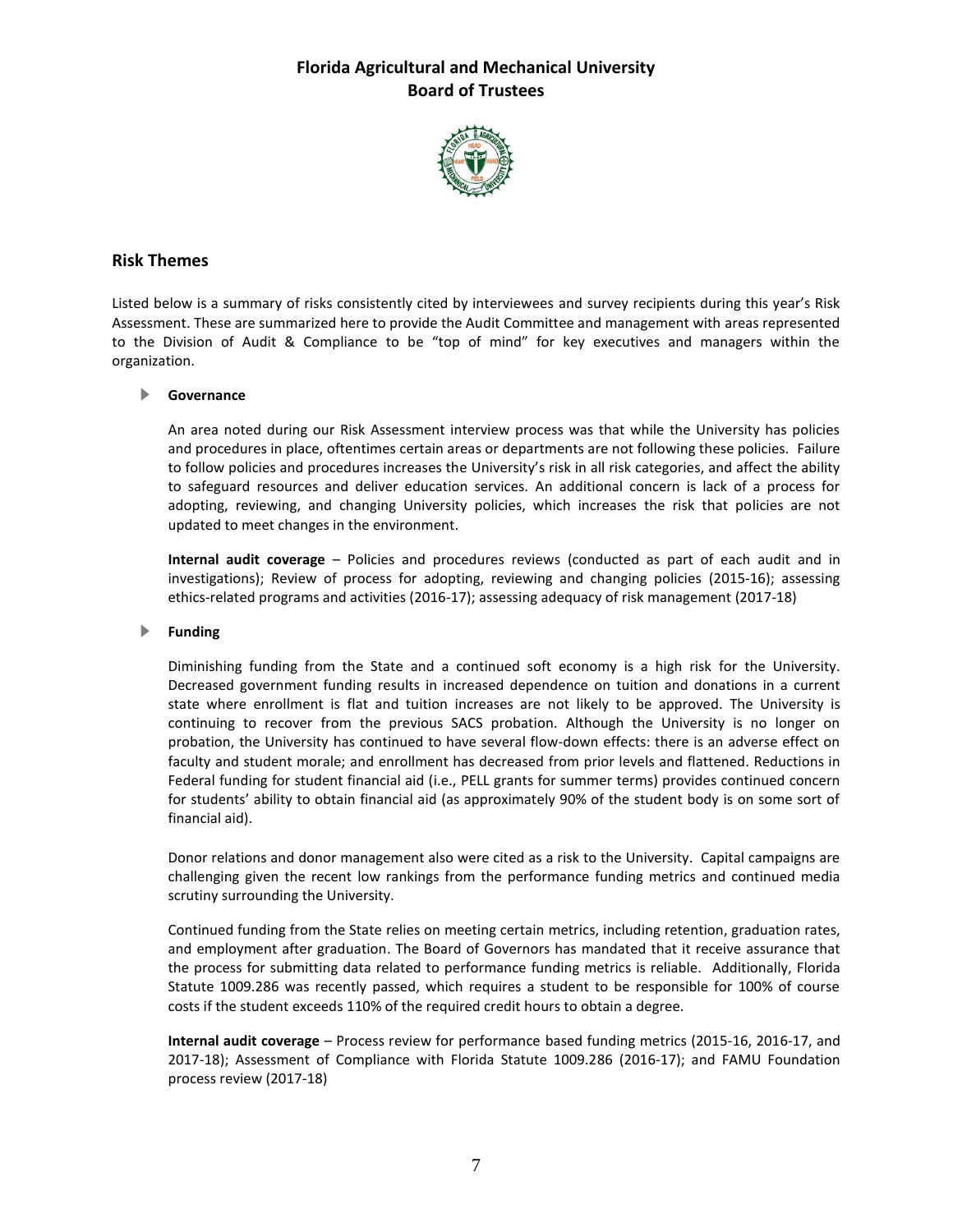# Florida Agricultural and Mechanical University
## Board of Trustees

## Risk Themes

Listed below is a summary of risks consistently cited by interviewees and survey recipients during this year's Risk Assessment. These are summarized here to provide the Audit Committee and management with areas represented to the Division of Audit & Compliance to be "top of mind" for key executives and managers within the organization.

- **Governance**

  An area noted during our Risk Assessment interview process was that while the University has policies and procedures in place, oftentimes certain areas or departments are not following these policies. Failure to follow policies and procedures increases the University's risk in all risk categories, and affect the ability to safeguard resources and deliver education services. An additional concern is lack of a process for adopting, reviewing, and changing University policies, which increases the risk that policies are not updated to meet changes in the environment.

  **Internal audit coverage** – Policies and procedures reviews (conducted as part of each audit and in investigations); Review of process for adopting, reviewing and changing policies (2015-16); assessing ethics-related programs and activities (2016-17); assessing adequacy of risk management (2017-18)

- **Funding**

  Diminishing funding from the State and a continued soft economy is a high risk for the University. Decreased government funding results in increased dependence on tuition and donations in a current state where enrollment is flat and tuition increases are not likely to be approved. The University is continuing to recover from the previous SACS probation. Although the University is no longer on probation, the University has continued to have several flow-down effects: there is an adverse effect on faculty and student morale; and enrollment has decreased from prior levels and flattened. Reductions in Federal funding for student financial aid (i.e., PELL grants for summer terms) provides continued concern for students' ability to obtain financial aid (as approximately 90% of the student body is on some sort of financial aid).

  Donor relations and donor management also were cited as a risk to the University. Capital campaigns are challenging given the recent low rankings from the performance funding metrics and continued media scrutiny surrounding the University.

  Continued funding from the State relies on meeting certain metrics, including retention, graduation rates, and employment after graduation. The Board of Governors has mandated that it receive assurance that the process for submitting data related to performance funding metrics is reliable. Additionally, Florida Statute 1009.286 was recently passed, which requires a student to be responsible for 100% of course costs if the student exceeds 110% of the required credit hours to obtain a degree.

  **Internal audit coverage** – Process review for performance based funding metrics (2015-16, 2016-17, and 2017-18); Assessment of Compliance with Florida Statute 1009.286 (2016-17); and FAMU Foundation process review (2017-18)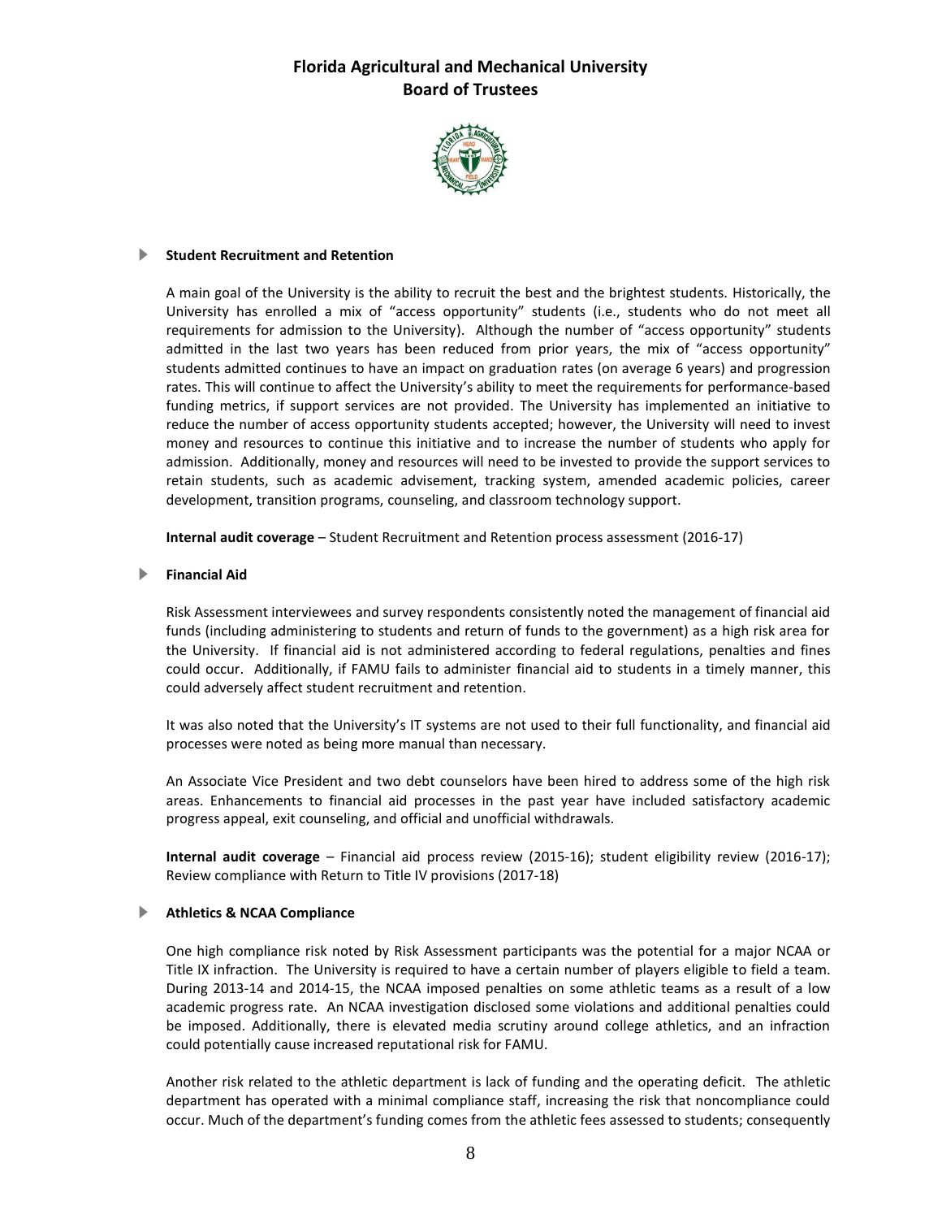- **Student Recruitment and Retention**

  A main goal of the University is the ability to recruit the best and the brightest students. Historically, the University has enrolled a mix of "access opportunity" students (i.e., students who do not meet all requirements for admission to the University). Although the number of "access opportunity" students admitted in the last two years has been reduced from prior years, the mix of "access opportunity" students admitted continues to have an impact on graduation rates (on average 6 years) and progression rates. This will continue to affect the University's ability to meet the requirements for performance-based funding metrics, if support services are not provided. The University has implemented an initiative to reduce the number of access opportunity students accepted; however, the University will need to invest money and resources to continue this initiative and to increase the number of students who apply for admission. Additionally, money and resources will need to be invested to provide the support services to retain students, such as academic advisement, tracking system, amended academic policies, career development, transition programs, counseling, and classroom technology support.

  **Internal audit coverage** – Student Recruitment and Retention process assessment (2016-17)

- **Financial Aid**

  Risk Assessment interviewees and survey respondents consistently noted the management of financial aid funds (including administering to students and return of funds to the government) as a high risk area for the University. If financial aid is not administered according to federal regulations, penalties and fines could occur. Additionally, if FAMU fails to administer financial aid to students in a timely manner, this could adversely affect student recruitment and retention.

  It was also noted that the University's IT systems are not used to their full functionality, and financial aid processes were noted as being more manual than necessary.

  An Associate Vice President and two debt counselors have been hired to address some of the high risk areas. Enhancements to financial aid processes in the past year have included satisfactory academic progress appeal, exit counseling, and official and unofficial withdrawals.

  **Internal audit coverage** – Financial aid process review (2015-16); student eligibility review (2016-17); Review compliance with Return to Title IV provisions (2017-18)

- **Athletics & NCAA Compliance**

  One high compliance risk noted by Risk Assessment participants was the potential for a major NCAA or Title IX infraction. The University is required to have a certain number of players eligible to field a team. During 2013-14 and 2014-15, the NCAA imposed penalties on some athletic teams as a result of a low academic progress rate. An NCAA investigation disclosed some violations and additional penalties could be imposed. Additionally, there is elevated media scrutiny around college athletics, and an infraction could potentially cause increased reputational risk for FAMU.

  Another risk related to the athletic department is lack of funding and the operating deficit. The athletic department has operated with a minimal compliance staff, increasing the risk that noncompliance could occur. Much of the department's funding comes from the athletic fees assessed to students; consequently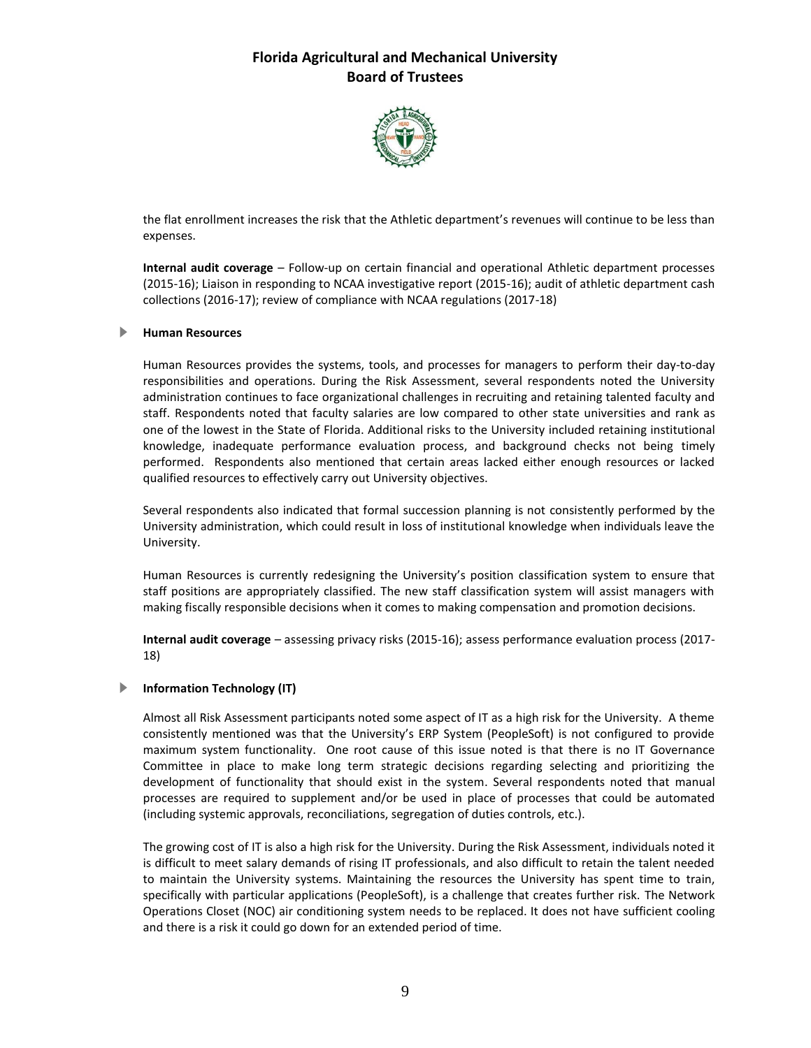the flat enrollment increases the risk that the Athletic department's revenues will continue to be less than expenses.

**Internal audit coverage** – Follow-up on certain financial and operational Athletic department processes (2015-16); Liaison in responding to NCAA investigative report (2015-16); audit of athletic department cash collections (2016-17); review of compliance with NCAA regulations (2017-18)

- **Human Resources**

Human Resources provides the systems, tools, and processes for managers to perform their day-to-day responsibilities and operations. During the Risk Assessment, several respondents noted the University administration continues to face organizational challenges in recruiting and retaining talented faculty and staff. Respondents noted that faculty salaries are low compared to other state universities and rank as one of the lowest in the State of Florida. Additional risks to the University included retaining institutional knowledge, inadequate performance evaluation process, and background checks not being timely performed. Respondents also mentioned that certain areas lacked either enough resources or lacked qualified resources to effectively carry out University objectives.

Several respondents also indicated that formal succession planning is not consistently performed by the University administration, which could result in loss of institutional knowledge when individuals leave the University.

Human Resources is currently redesigning the University's position classification system to ensure that staff positions are appropriately classified. The new staff classification system will assist managers with making fiscally responsible decisions when it comes to making compensation and promotion decisions.

**Internal audit coverage** – assessing privacy risks (2015-16); assess performance evaluation process (2017-18)

- **Information Technology (IT)**

Almost all Risk Assessment participants noted some aspect of IT as a high risk for the University. A theme consistently mentioned was that the University's ERP System (PeopleSoft) is not configured to provide maximum system functionality. One root cause of this issue noted is that there is no IT Governance Committee in place to make long term strategic decisions regarding selecting and prioritizing the development of functionality that should exist in the system. Several respondents noted that manual processes are required to supplement and/or be used in place of processes that could be automated (including systemic approvals, reconciliations, segregation of duties controls, etc.).

The growing cost of IT is also a high risk for the University. During the Risk Assessment, individuals noted it is difficult to meet salary demands of rising IT professionals, and also difficult to retain the talent needed to maintain the University systems. Maintaining the resources the University has spent time to train, specifically with particular applications (PeopleSoft), is a challenge that creates further risk. The Network Operations Closet (NOC) air conditioning system needs to be replaced. It does not have sufficient cooling and there is a risk it could go down for an extended period of time.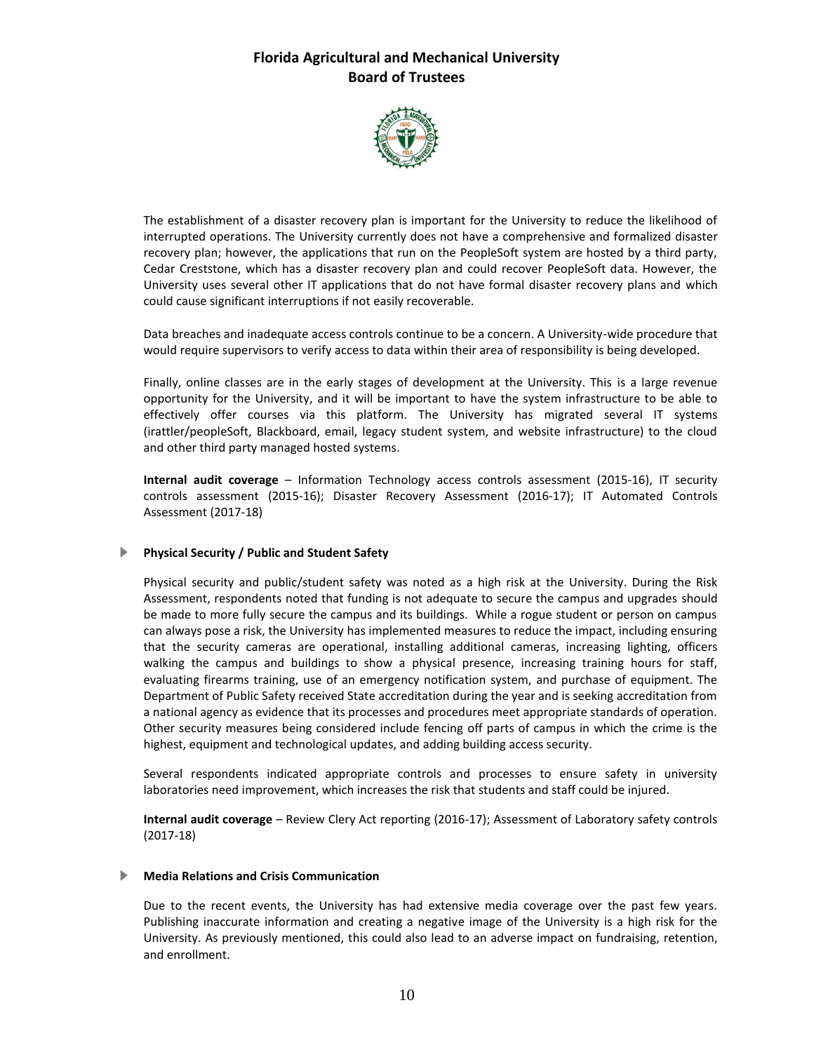The establishment of a disaster recovery plan is important for the University to reduce the likelihood of interrupted operations. The University currently does not have a comprehensive and formalized disaster recovery plan; however, the applications that run on the PeopleSoft system are hosted by a third party, Cedar Creststone, which has a disaster recovery plan and could recover PeopleSoft data. However, the University uses several other IT applications that do not have formal disaster recovery plans and which could cause significant interruptions if not easily recoverable.

Data breaches and inadequate access controls continue to be a concern. A University-wide procedure that would require supervisors to verify access to data within their area of responsibility is being developed.

Finally, online classes are in the early stages of development at the University. This is a large revenue opportunity for the University, and it will be important to have the system infrastructure to be able to effectively offer courses via this platform. The University has migrated several IT systems (irattler/peopleSoft, Blackboard, email, legacy student system, and website infrastructure) to the cloud and other third party managed hosted systems.

**Internal audit coverage** – Information Technology access controls assessment (2015-16), IT security controls assessment (2015-16); Disaster Recovery Assessment (2016-17); IT Automated Controls Assessment (2017-18)

### Physical Security / Public and Student Safety

Physical security and public/student safety was noted as a high risk at the University. During the Risk Assessment, respondents noted that funding is not adequate to secure the campus and upgrades should be made to more fully secure the campus and its buildings. While a rogue student or person on campus can always pose a risk, the University has implemented measures to reduce the impact, including ensuring that the security cameras are operational, installing additional cameras, increasing lighting, officers walking the campus and buildings to show a physical presence, increasing training hours for staff, evaluating firearms training, use of an emergency notification system, and purchase of equipment. The Department of Public Safety received State accreditation during the year and is seeking accreditation from a national agency as evidence that its processes and procedures meet appropriate standards of operation. Other security measures being considered include fencing off parts of campus in which the crime is the highest, equipment and technological updates, and adding building access security.

Several respondents indicated appropriate controls and processes to ensure safety in university laboratories need improvement, which increases the risk that students and staff could be injured.

**Internal audit coverage** – Review Clery Act reporting (2016-17); Assessment of Laboratory safety controls (2017-18)

### Media Relations and Crisis Communication

Due to the recent events, the University has had extensive media coverage over the past few years. Publishing inaccurate information and creating a negative image of the University is a high risk for the University. As previously mentioned, this could also lead to an adverse impact on fundraising, retention, and enrollment.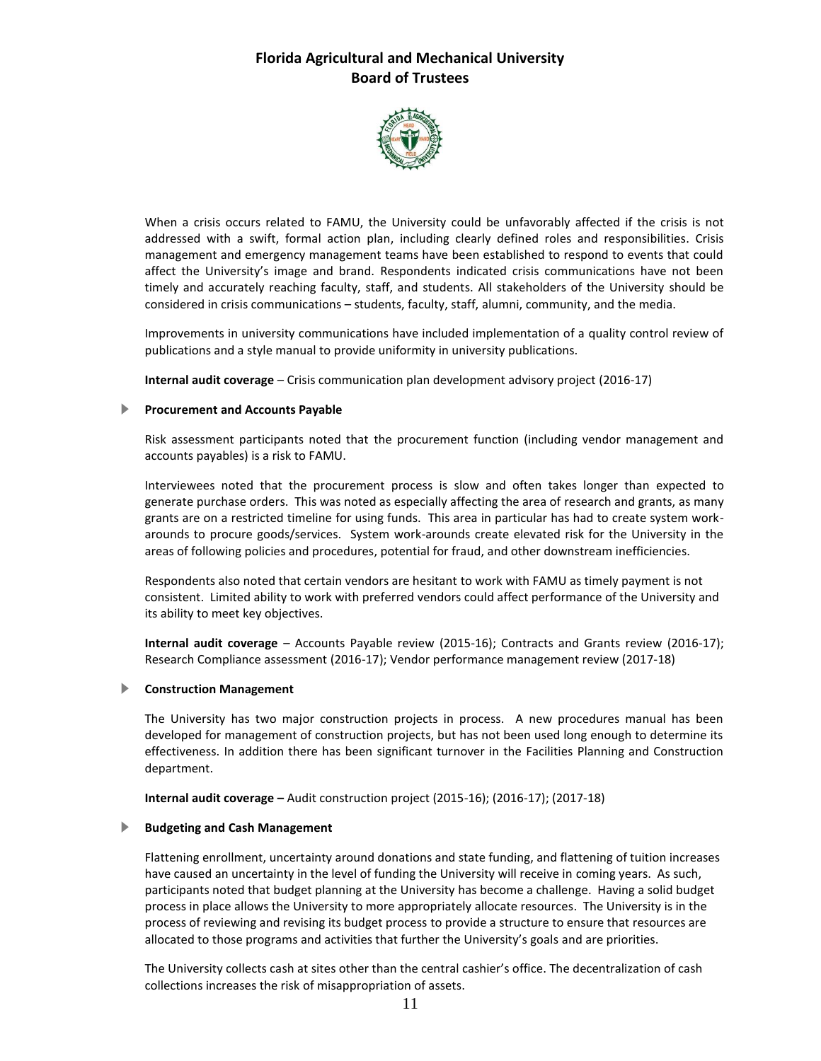When a crisis occurs related to FAMU, the University could be unfavorably affected if the crisis is not addressed with a swift, formal action plan, including clearly defined roles and responsibilities. Crisis management and emergency management teams have been established to respond to events that could affect the University's image and brand. Respondents indicated crisis communications have not been timely and accurately reaching faculty, staff, and students. All stakeholders of the University should be considered in crisis communications – students, faculty, staff, alumni, community, and the media.

Improvements in university communications have included implementation of a quality control review of publications and a style manual to provide uniformity in university publications.

**Internal audit coverage** – Crisis communication plan development advisory project (2016-17)

- **Procurement and Accounts Payable**

Risk assessment participants noted that the procurement function (including vendor management and accounts payables) is a risk to FAMU.

Interviewees noted that the procurement process is slow and often takes longer than expected to generate purchase orders. This was noted as especially affecting the area of research and grants, as many grants are on a restricted timeline for using funds. This area in particular has had to create system work-arounds to procure goods/services. System work-arounds create elevated risk for the University in the areas of following policies and procedures, potential for fraud, and other downstream inefficiencies.

Respondents also noted that certain vendors are hesitant to work with FAMU as timely payment is not consistent. Limited ability to work with preferred vendors could affect performance of the University and its ability to meet key objectives.

**Internal audit coverage** – Accounts Payable review (2015-16); Contracts and Grants review (2016-17); Research Compliance assessment (2016-17); Vendor performance management review (2017-18)

- **Construction Management**

The University has two major construction projects in process. A new procedures manual has been developed for management of construction projects, but has not been used long enough to determine its effectiveness. In addition there has been significant turnover in the Facilities Planning and Construction department.

**Internal audit coverage –** Audit construction project (2015-16); (2016-17); (2017-18)

- **Budgeting and Cash Management**

Flattening enrollment, uncertainty around donations and state funding, and flattening of tuition increases have caused an uncertainty in the level of funding the University will receive in coming years. As such, participants noted that budget planning at the University has become a challenge. Having a solid budget process in place allows the University to more appropriately allocate resources. The University is in the process of reviewing and revising its budget process to provide a structure to ensure that resources are allocated to those programs and activities that further the University's goals and are priorities.

The University collects cash at sites other than the central cashier's office. The decentralization of cash collections increases the risk of misappropriation of assets.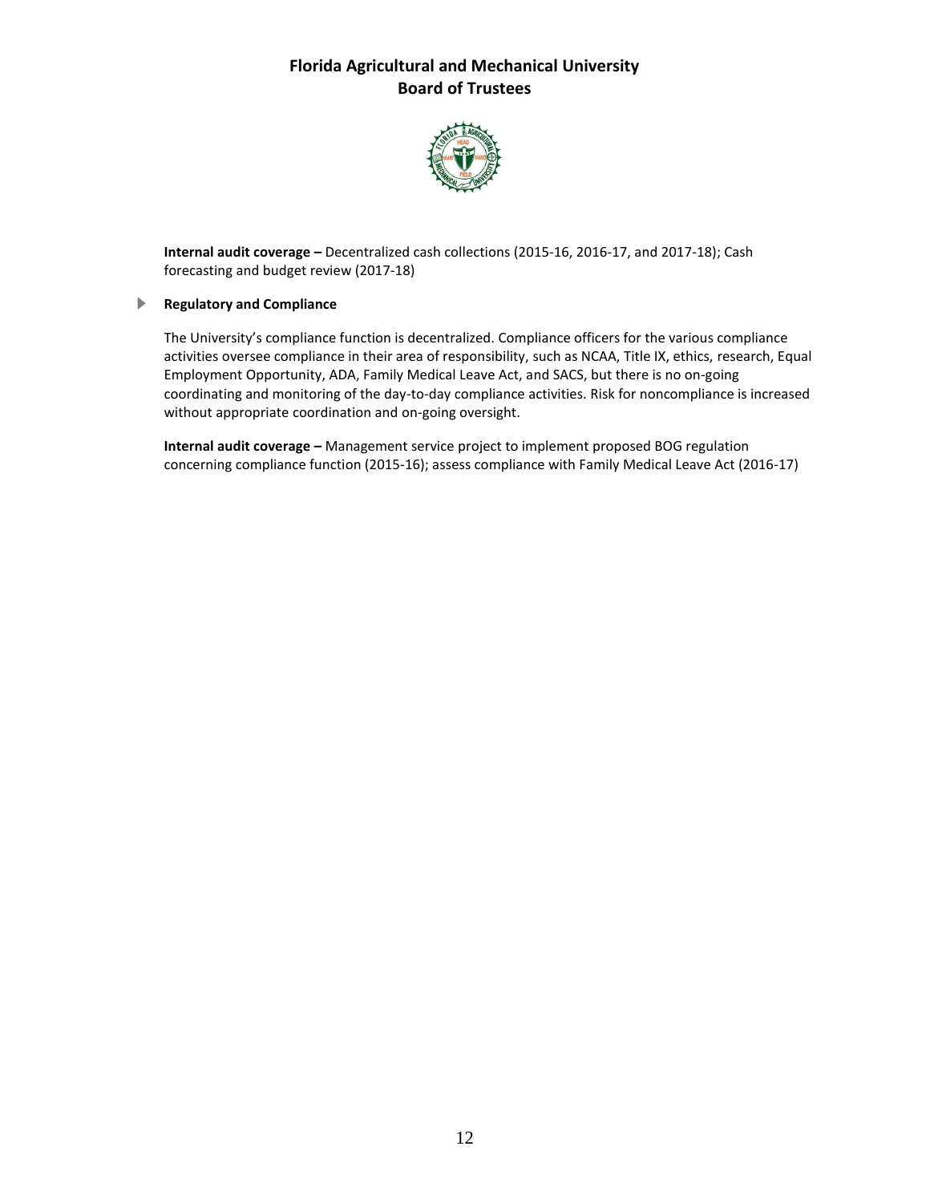**Internal audit coverage –** Decentralized cash collections (2015-16, 2016-17, and 2017-18); Cash forecasting and budget review (2017-18)

### Regulatory and Compliance

The University's compliance function is decentralized. Compliance officers for the various compliance activities oversee compliance in their area of responsibility, such as NCAA, Title IX, ethics, research, Equal Employment Opportunity, ADA, Family Medical Leave Act, and SACS, but there is no on-going coordinating and monitoring of the day-to-day compliance activities. Risk for noncompliance is increased without appropriate coordination and on-going oversight.

**Internal audit coverage –** Management service project to implement proposed BOG regulation concerning compliance function (2015-16); assess compliance with Family Medical Leave Act (2016-17)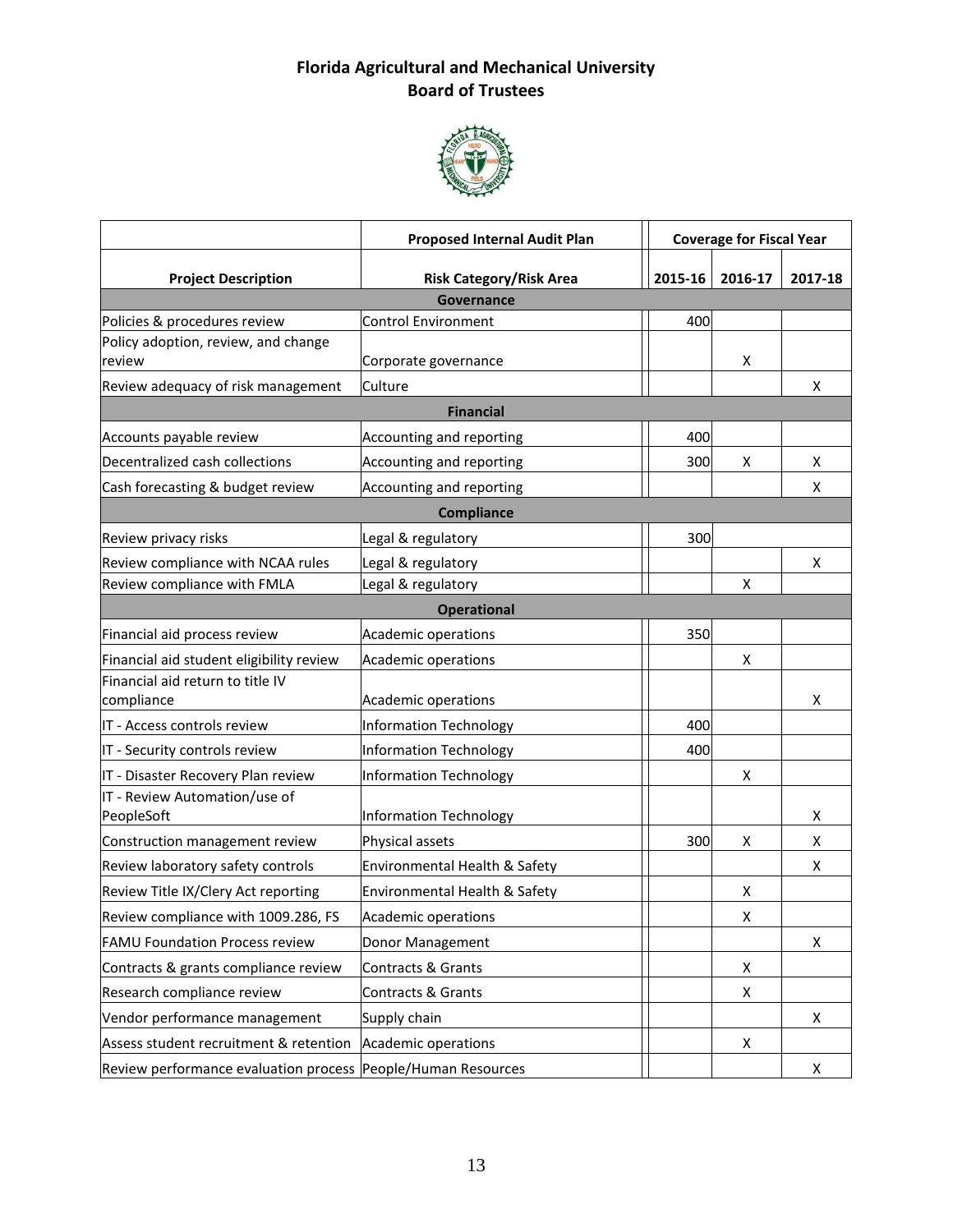# Florida Agricultural and Mechanical University
## Board of Trustees

| | Proposed Internal Audit Plan | Coverage for Fiscal Year | | |
|---|---|---|---|---|
| **Project Description** | **Risk Category/Risk Area** | **2015-16** | **2016-17** | **2017-18** |
| **Governance** | | | | |
| Policies & procedures review | Control Environment | 400 | | |
| Policy adoption, review, and change review | Corporate governance | | X | |
| Review adequacy of risk management | Culture | | | X |
| **Financial** | | | | |
| Accounts payable review | Accounting and reporting | 400 | | |
| Decentralized cash collections | Accounting and reporting | 300 | X | X |
| Cash forecasting & budget review | Accounting and reporting | | | X |
| **Compliance** | | | | |
| Review privacy risks | Legal & regulatory | 300 | | |
| Review compliance with NCAA rules | Legal & regulatory | | | X |
| Review compliance with FMLA | Legal & regulatory | | X | |
| **Operational** | | | | |
| Financial aid process review | Academic operations | 350 | | |
| Financial aid student eligibility review | Academic operations | | X | |
| Financial aid return to title IV compliance | Academic operations | | | X |
| IT - Access controls review | Information Technology | 400 | | |
| IT - Security controls review | Information Technology | 400 | | |
| IT - Disaster Recovery Plan review | Information Technology | | X | |
| IT - Review Automation/use of PeopleSoft | Information Technology | | | X |
| Construction management review | Physical assets | 300 | X | X |
| Review laboratory safety controls | Environmental Health & Safety | | | X |
| Review Title IX/Clery Act reporting | Environmental Health & Safety | | X | |
| Review compliance with 1009.286, FS | Academic operations | | X | |
| FAMU Foundation Process review | Donor Management | | | X |
| Contracts & grants compliance review | Contracts & Grants | | X | |
| Research compliance review | Contracts & Grants | | X | |
| Vendor performance management | Supply chain | | | X |
| Assess student recruitment & retention | Academic operations | | X | |
| Review performance evaluation process | People/Human Resources | | | X |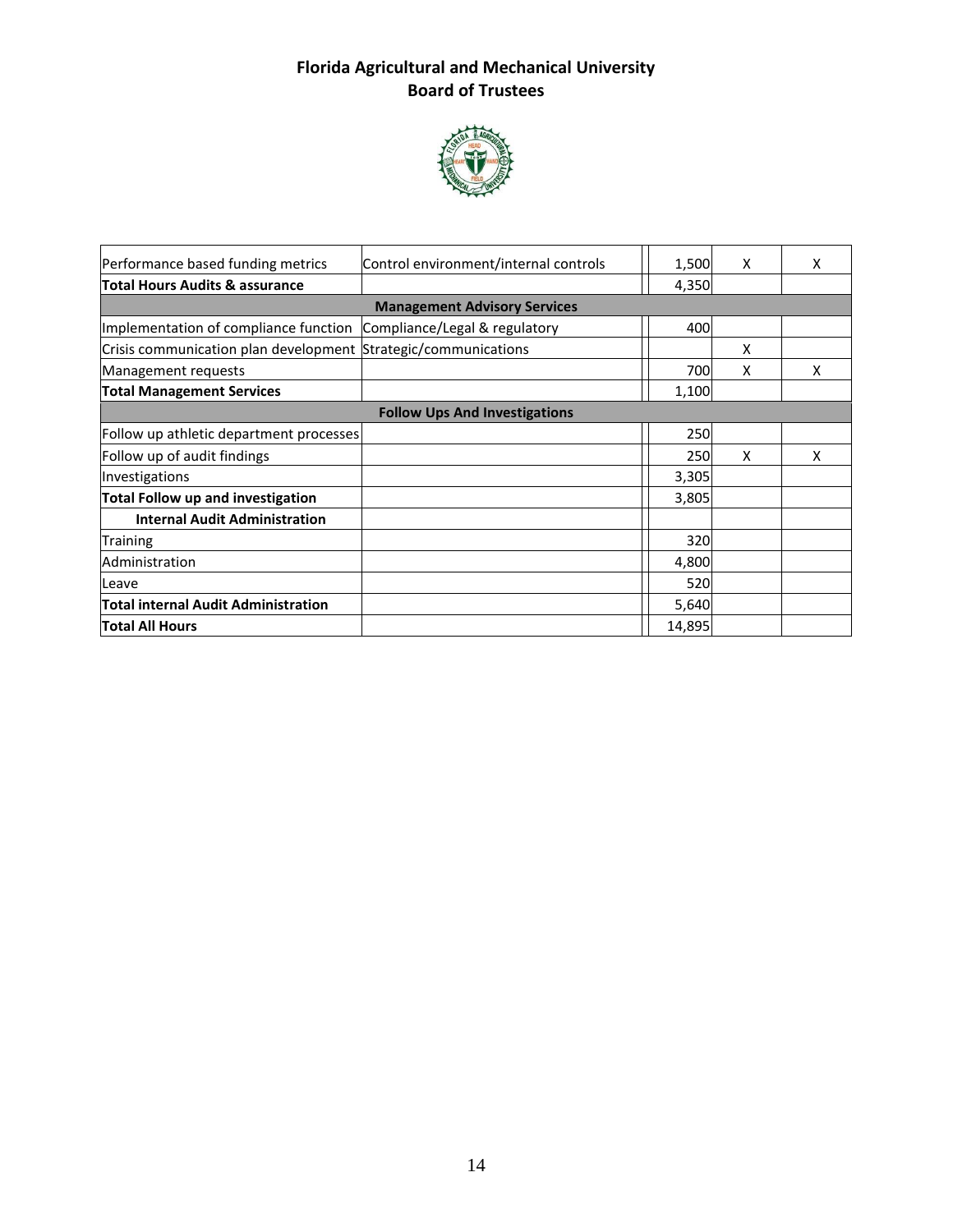# Florida Agricultural and Mechanical University
## Board of Trustees

| | | | | | |
|---|---|---|---|---|---|
| Performance based funding metrics | Control environment/internal controls | | 1,500 | X | X |
| **Total Hours Audits & assurance** | | | 4,350 | | |
| **Management Advisory Services** | | | | | |
| Implementation of compliance function | Compliance/Legal & regulatory | | 400 | | |
| Crisis communication plan development | Strategic/communications | | | X | |
| Management requests | | | 700 | X | X |
| **Total Management Services** | | | 1,100 | | |
| **Follow Ups And Investigations** | | | | | |
| Follow up athletic department processes | | | 250 | | |
| Follow up of audit findings | | | 250 | X | X |
| Investigations | | | 3,305 | | |
| **Total Follow up and investigation** | | | 3,805 | | |
| **Internal Audit Administration** | | | | | |
| Training | | | 320 | | |
| Administration | | | 4,800 | | |
| Leave | | | 520 | | |
| **Total internal Audit Administration** | | | 5,640 | | |
| **Total All Hours** | | | 14,895 | | |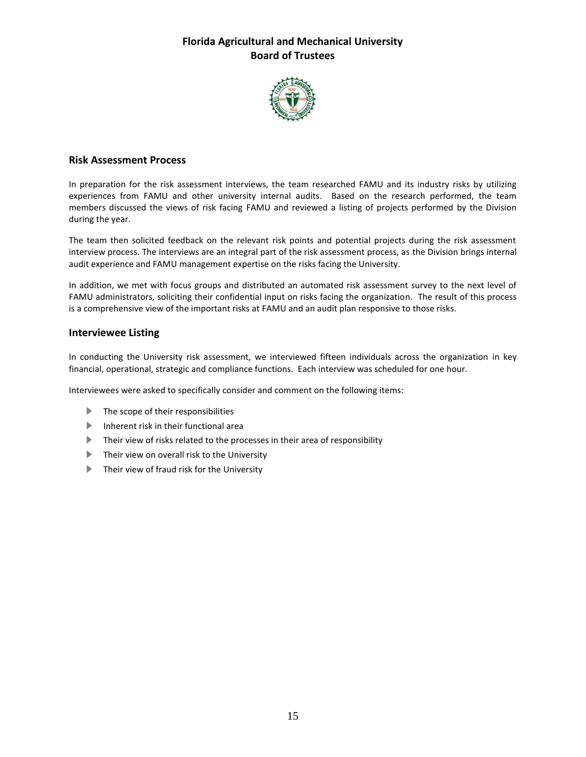# Florida Agricultural and Mechanical University
# Board of Trustees

## Risk Assessment Process

In preparation for the risk assessment interviews, the team researched FAMU and its industry risks by utilizing experiences from FAMU and other university internal audits. Based on the research performed, the team members discussed the views of risk facing FAMU and reviewed a listing of projects performed by the Division during the year.

The team then solicited feedback on the relevant risk points and potential projects during the risk assessment interview process. The interviews are an integral part of the risk assessment process, as the Division brings internal audit experience and FAMU management expertise on the risks facing the University.

In addition, we met with focus groups and distributed an automated risk assessment survey to the next level of FAMU administrators, soliciting their confidential input on risks facing the organization. The result of this process is a comprehensive view of the important risks at FAMU and an audit plan responsive to those risks.

## Interviewee Listing

In conducting the University risk assessment, we interviewed fifteen individuals across the organization in key financial, operational, strategic and compliance functions. Each interview was scheduled for one hour.

Interviewees were asked to specifically consider and comment on the following items:

- The scope of their responsibilities
- Inherent risk in their functional area
- Their view of risks related to the processes in their area of responsibility
- Their view on overall risk to the University
- Their view of fraud risk for the University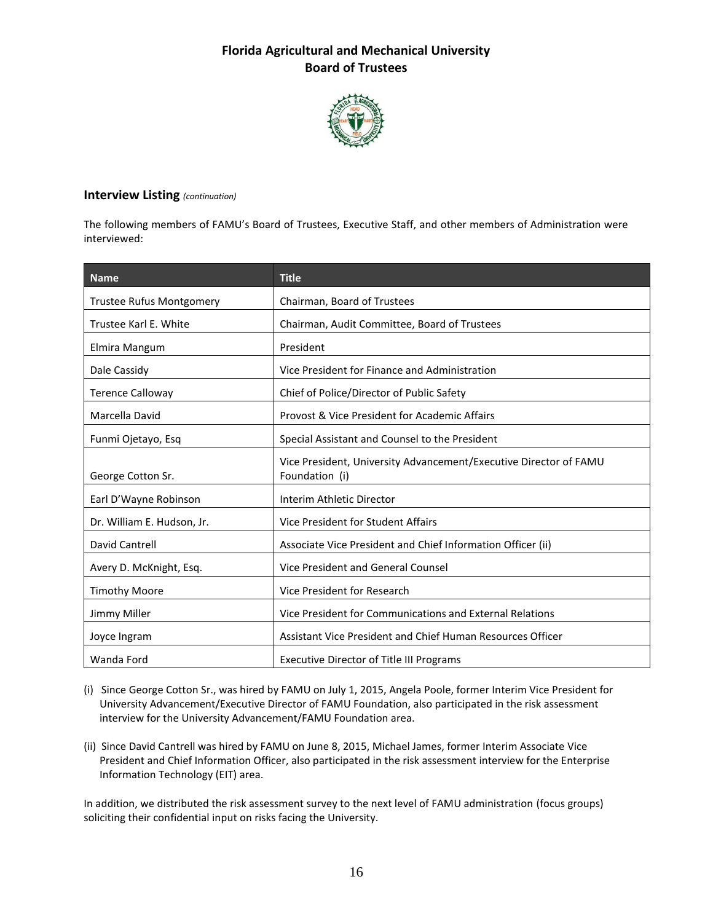## Florida Agricultural and Mechanical University
## Board of Trustees

### Interview Listing *(continuation)*

The following members of FAMU's Board of Trustees, Executive Staff, and other members of Administration were interviewed:

| Name | Title |
|---|---|
| Trustee Rufus Montgomery | Chairman, Board of Trustees |
| Trustee Karl E. White | Chairman, Audit Committee, Board of Trustees |
| Elmira Mangum | President |
| Dale Cassidy | Vice President for Finance and Administration |
| Terence Calloway | Chief of Police/Director of Public Safety |
| Marcella David | Provost & Vice President for Academic Affairs |
| Funmi Ojetayo, Esq | Special Assistant and Counsel to the President |
| George Cotton Sr. | Vice President, University Advancement/Executive Director of FAMU Foundation (i) |
| Earl D'Wayne Robinson | Interim Athletic Director |
| Dr. William E. Hudson, Jr. | Vice President for Student Affairs |
| David Cantrell | Associate Vice President and Chief Information Officer (ii) |
| Avery D. McKnight, Esq. | Vice President and General Counsel |
| Timothy Moore | Vice President for Research |
| Jimmy Miller | Vice President for Communications and External Relations |
| Joyce Ingram | Assistant Vice President and Chief Human Resources Officer |
| Wanda Ford | Executive Director of Title III Programs |

(i) Since George Cotton Sr., was hired by FAMU on July 1, 2015, Angela Poole, former Interim Vice President for University Advancement/Executive Director of FAMU Foundation, also participated in the risk assessment interview for the University Advancement/FAMU Foundation area.

(ii) Since David Cantrell was hired by FAMU on June 8, 2015, Michael James, former Interim Associate Vice President and Chief Information Officer, also participated in the risk assessment interview for the Enterprise Information Technology (EIT) area.

In addition, we distributed the risk assessment survey to the next level of FAMU administration (focus groups) soliciting their confidential input on risks facing the University.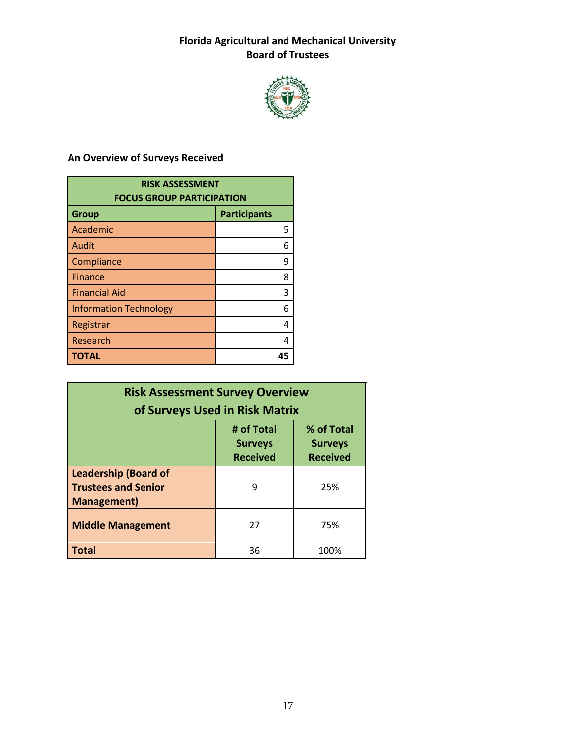**Florida Agricultural and Mechanical University**
**Board of Trustees**

## An Overview of Surveys Received

| RISK ASSESSMENT FOCUS GROUP PARTICIPATION | |
|---|---|
| **Group** | **Participants** |
| Academic | 5 |
| Audit | 6 |
| Compliance | 9 |
| Finance | 8 |
| Financial Aid | 3 |
| Information Technology | 6 |
| Registrar | 4 |
| Research | 4 |
| **TOTAL** | **45** |

| Risk Assessment Survey Overview of Surveys Used in Risk Matrix | | |
|---|---|---|
| | **# of Total Surveys Received** | **% of Total Surveys Received** |
| **Leadership (Board of Trustees and Senior Management)** | 9 | 25% |
| **Middle Management** | 27 | 75% |
| **Total** | 36 | 100% |